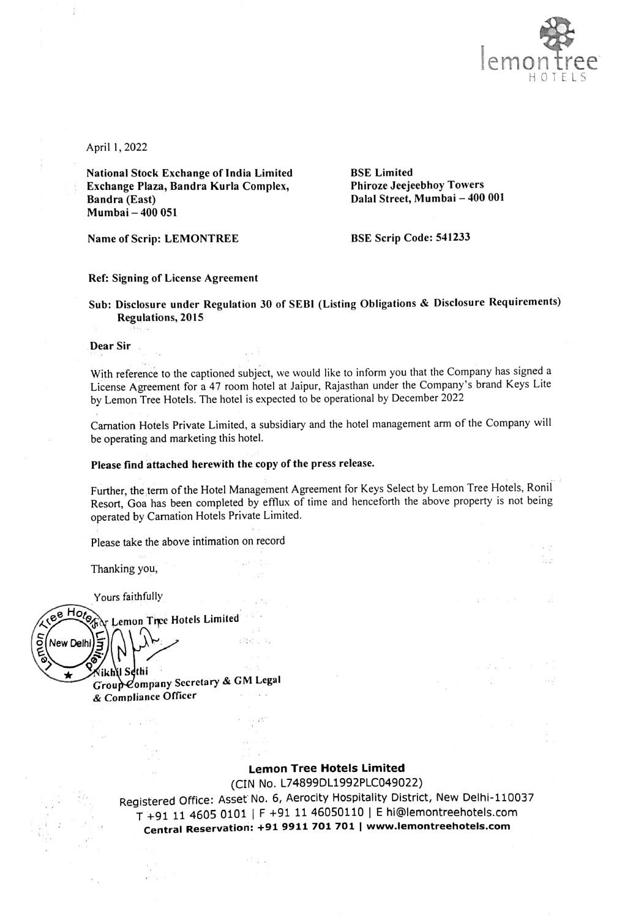April 1, 2022

**National Stock Exchange of India Limited**
**Exchange Plaza, Bandra Kurla Complex,**
**Bandra (East)**
**Mumbai – 400 051**

**BSE Limited**
**Phiroze Jeejeebhoy Towers**
**Dalal Street, Mumbai – 400 001**

**Name of Scrip: LEMONTREE**

**BSE Scrip Code: 541233**

**Ref: Signing of License Agreement**

**Sub: Disclosure under Regulation 30 of SEBI (Listing Obligations & Disclosure Requirements) Regulations, 2015**

**Dear Sir**

With reference to the captioned subject, we would like to inform you that the Company has signed a License Agreement for a 47 room hotel at Jaipur, Rajasthan under the Company's brand Keys Lite by Lemon Tree Hotels. The hotel is expected to be operational by December 2022

Carnation Hotels Private Limited, a subsidiary and the hotel management arm of the Company will be operating and marketing this hotel.

**Please find attached herewith the copy of the press release.**

Further, the term of the Hotel Management Agreement for Keys Select by Lemon Tree Hotels, Ronil Resort, Goa has been completed by efflux of time and henceforth the above property is not being operated by Carnation Hotels Private Limited.

Please take the above intimation on record

Thanking you,

Yours faithfully

For Lemon Tree Hotels Limited

Nikhil Sethi
Group Company Secretary & GM Legal
& Compliance Officer

**Lemon Tree Hotels Limited**
(CIN No. L74899DL1992PLC049022)
Registered Office: Asset No. 6, Aerocity Hospitality District, New Delhi-110037
T +91 11 4605 0101 | F +91 11 46050110 | E hi@lemontreehotels.com
**Central Reservation: +91 9911 701 701 | www.lemontreehotels.com**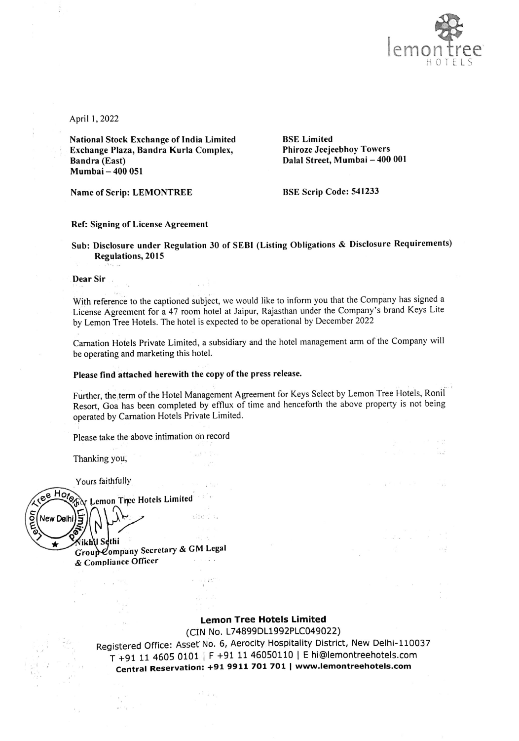April 1, 2022

**National Stock Exchange of India Limited**
**Exchange Plaza, Bandra Kurla Complex,**
**Bandra (East)**
**Mumbai – 400 051**

**BSE Limited**
**Phiroze Jeejeebhoy Towers**
**Dalal Street, Mumbai – 400 001**

**Name of Scrip: LEMONTREE**

**BSE Scrip Code: 541233**

**Ref: Signing of License Agreement**

**Sub: Disclosure under Regulation 30 of SEBI (Listing Obligations & Disclosure Requirements) Regulations, 2015**

**Dear Sir**

With reference to the captioned subject, we would like to inform you that the Company has signed a License Agreement for a 47 room hotel at Jaipur, Rajasthan under the Company's brand Keys Lite by Lemon Tree Hotels. The hotel is expected to be operational by December 2022

Carnation Hotels Private Limited, a subsidiary and the hotel management arm of the Company will be operating and marketing this hotel.

**Please find attached herewith the copy of the press release.**

Further, the term of the Hotel Management Agreement for Keys Select by Lemon Tree Hotels, Ronil Resort, Goa has been completed by efflux of time and henceforth the above property is not being operated by Carnation Hotels Private Limited.

Please take the above intimation on record

Thanking you,

Yours faithfully

For Lemon Tree Hotels Limited

Nikhil Sethi
Group Company Secretary & GM Legal
& Compliance Officer

**Lemon Tree Hotels Limited**
(CIN No. L74899DL1992PLC049022)
Registered Office: Asset No. 6, Aerocity Hospitality District, New Delhi-110037
T +91 11 4605 0101 | F +91 11 46050110 | E hi@lemontreehotels.com
**Central Reservation: +91 9911 701 701 | www.lemontreehotels.com**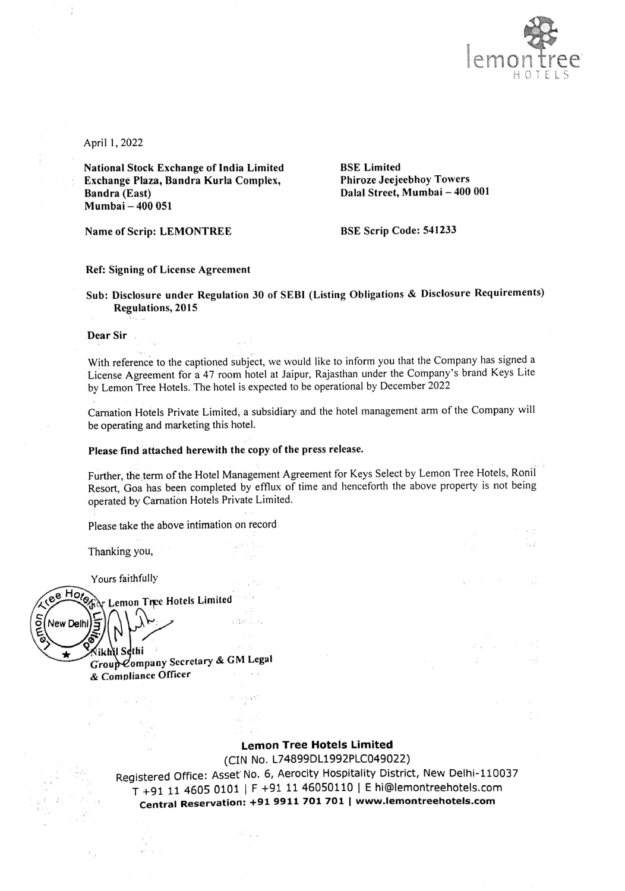April 1, 2022

**National Stock Exchange of India Limited**
**Exchange Plaza, Bandra Kurla Complex,**
**Bandra (East)**
**Mumbai – 400 051**

**BSE Limited**
**Phiroze Jeejeebhoy Towers**
**Dalal Street, Mumbai – 400 001**

**Name of Scrip: LEMONTREE**

**BSE Scrip Code: 541233**

**Ref: Signing of License Agreement**

**Sub: Disclosure under Regulation 30 of SEBI (Listing Obligations & Disclosure Requirements) Regulations, 2015**

**Dear Sir**

With reference to the captioned subject, we would like to inform you that the Company has signed a License Agreement for a 47 room hotel at Jaipur, Rajasthan under the Company's brand Keys Lite by Lemon Tree Hotels. The hotel is expected to be operational by December 2022

Carnation Hotels Private Limited, a subsidiary and the hotel management arm of the Company will be operating and marketing this hotel.

**Please find attached herewith the copy of the press release.**

Further, the term of the Hotel Management Agreement for Keys Select by Lemon Tree Hotels, Ronil Resort, Goa has been completed by efflux of time and henceforth the above property is not being operated by Carnation Hotels Private Limited.

Please take the above intimation on record

Thanking you,

Yours faithfully

For Lemon Tree Hotels Limited

Nikhil Sethi
Group Company Secretary & GM Legal
& Compliance Officer

**Lemon Tree Hotels Limited**
(CIN No. L74899DL1992PLC049022)
Registered Office: Asset No. 6, Aerocity Hospitality District, New Delhi-110037
T +91 11 4605 0101 | F +91 11 46050110 | E hi@lemontreehotels.com
**Central Reservation: +91 9911 701 701 | www.lemontreehotels.com**